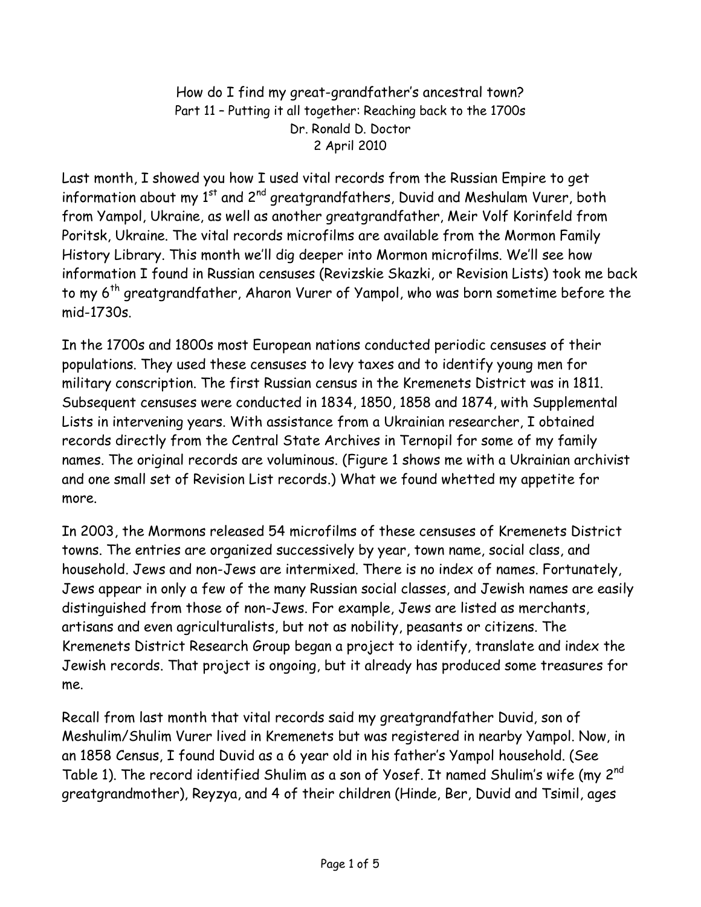# How do I find my great-grandfather's ancestral town?

## Part 11 – Putting it all together: Reaching back to the 1700s

Dr. Ronald D. Doctor

2 April 2010

Last month, I showed you how I used vital records from the Russian Empire to get information about my 1st and 2nd greatgrandfathers, Duvid and Meshulam Vurer, both from Yampol, Ukraine, as well as another greatgrandfather, Meir Volf Korinfeld from Poritsk, Ukraine. The vital records microfilms are available from the Mormon Family History Library. This month we'll dig deeper into Mormon microfilms. We'll see how information I found in Russian censuses (Revizskie Skazki, or Revision Lists) took me back to my 6th greatgrandfather, Aharon Vurer of Yampol, who was born sometime before the mid-1730s.

In the 1700s and 1800s most European nations conducted periodic censuses of their populations. They used these censuses to levy taxes and to identify young men for military conscription. The first Russian census in the Kremenets District was in 1811. Subsequent censuses were conducted in 1834, 1850, 1858 and 1874, with Supplemental Lists in intervening years. With assistance from a Ukrainian researcher, I obtained records directly from the Central State Archives in Ternopil for some of my family names. The original records are voluminous. (Figure 1 shows me with a Ukrainian archivist and one small set of Revision List records.) What we found whetted my appetite for more.

In 2003, the Mormons released 54 microfilms of these censuses of Kremenets District towns. The entries are organized successively by year, town name, social class, and household. Jews and non-Jews are intermixed. There is no index of names. Fortunately, Jews appear in only a few of the many Russian social classes, and Jewish names are easily distinguished from those of non-Jews. For example, Jews are listed as merchants, artisans and even agriculturalists, but not as nobility, peasants or citizens. The Kremenets District Research Group began a project to identify, translate and index the Jewish records. That project is ongoing, but it already has produced some treasures for me.

Recall from last month that vital records said my greatgrandfather Duvid, son of Meshulim/Shulim Vurer lived in Kremenets but was registered in nearby Yampol. Now, in an 1858 Census, I found Duvid as a 6 year old in his father's Yampol household. (See Table 1). The record identified Shulim as a son of Yosef. It named Shulim's wife (my 2nd greatgrandmother), Reyzya, and 4 of their children (Hinde, Ber, Duvid and Tsimil, ages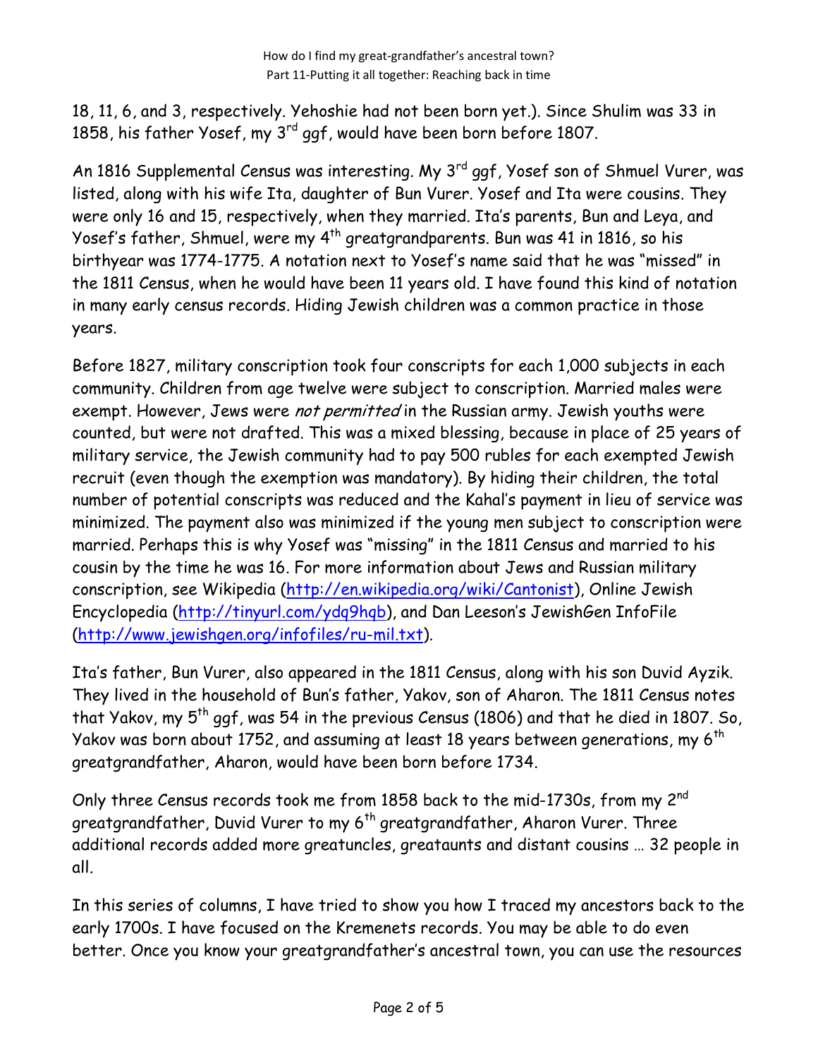18, 11, 6, and 3, respectively. Yehoshie had not been born yet.). Since Shulim was 33 in 1858, his father Yosef, my 3rd ggf, would have been born before 1807.

An 1816 Supplemental Census was interesting. My 3rd ggf, Yosef son of Shmuel Vurer, was listed, along with his wife Ita, daughter of Bun Vurer. Yosef and Ita were cousins. They were only 16 and 15, respectively, when they married. Ita's parents, Bun and Leya, and Yosef's father, Shmuel, were my 4th greatgrandparents. Bun was 41 in 1816, so his birthyear was 1774-1775. A notation next to Yosef's name said that he was "missed" in the 1811 Census, when he would have been 11 years old. I have found this kind of notation in many early census records. Hiding Jewish children was a common practice in those years.

Before 1827, military conscription took four conscripts for each 1,000 subjects in each community. Children from age twelve were subject to conscription. Married males were exempt. However, Jews were *not permitted* in the Russian army. Jewish youths were counted, but were not drafted. This was a mixed blessing, because in place of 25 years of military service, the Jewish community had to pay 500 rubles for each exempted Jewish recruit (even though the exemption was mandatory). By hiding their children, the total number of potential conscripts was reduced and the Kahal's payment in lieu of service was minimized. The payment also was minimized if the young men subject to conscription were married. Perhaps this is why Yosef was "missing" in the 1811 Census and married to his cousin by the time he was 16. For more information about Jews and Russian military conscription, see Wikipedia (http://en.wikipedia.org/wiki/Cantonist), Online Jewish Encyclopedia (http://tinyurl.com/ydq9hqb), and Dan Leeson's JewishGen InfoFile (http://www.jewishgen.org/infofiles/ru-mil.txt).

Ita's father, Bun Vurer, also appeared in the 1811 Census, along with his son Duvid Ayzik. They lived in the household of Bun's father, Yakov, son of Aharon. The 1811 Census notes that Yakov, my 5th ggf, was 54 in the previous Census (1806) and that he died in 1807. So, Yakov was born about 1752, and assuming at least 18 years between generations, my 6th greatgrandfather, Aharon, would have been born before 1734.

Only three Census records took me from 1858 back to the mid-1730s, from my 2nd greatgrandfather, Duvid Vurer to my 6th greatgrandfather, Aharon Vurer. Three additional records added more greatuncles, greataunts and distant cousins … 32 people in all.

In this series of columns, I have tried to show you how I traced my ancestors back to the early 1700s. I have focused on the Kremenets records. You may be able to do even better. Once you know your greatgrandfather's ancestral town, you can use the resources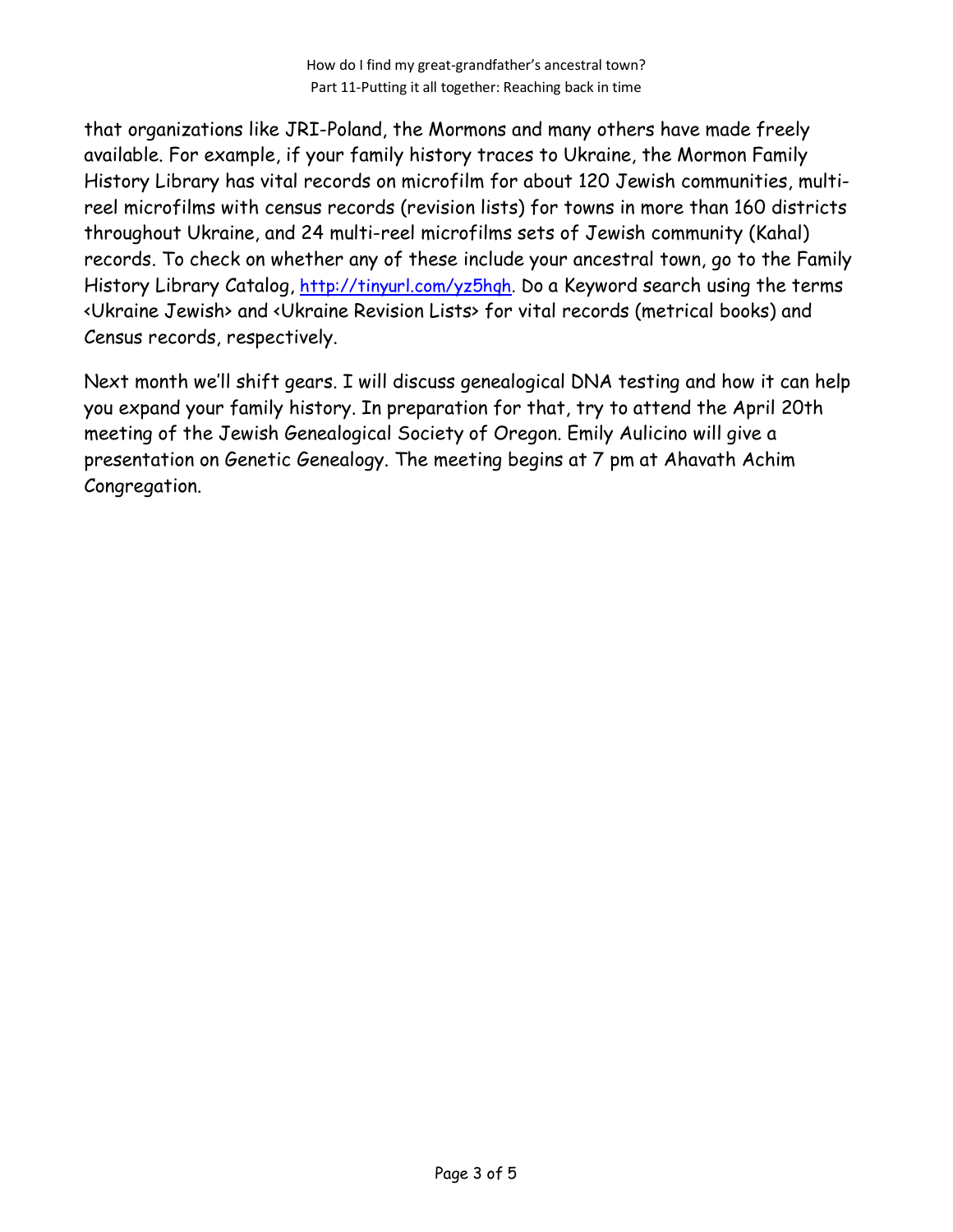that organizations like JRI-Poland, the Mormons and many others have made freely available. For example, if your family history traces to Ukraine, the Mormon Family History Library has vital records on microfilm for about 120 Jewish communities, multi-reel microfilms with census records (revision lists) for towns in more than 160 districts throughout Ukraine, and 24 multi-reel microfilms sets of Jewish community (Kahal) records. To check on whether any of these include your ancestral town, go to the Family History Library Catalog, [http://tinyurl.com/yz5hqh](http://tinyurl.com/yz5hqh). Do a Keyword search using the terms <Ukraine Jewish> and <Ukraine Revision Lists> for vital records (metrical books) and Census records, respectively.

Next month we'll shift gears. I will discuss genealogical DNA testing and how it can help you expand your family history. In preparation for that, try to attend the April 20th meeting of the Jewish Genealogical Society of Oregon. Emily Aulicino will give a presentation on Genetic Genealogy. The meeting begins at 7 pm at Ahavath Achim Congregation.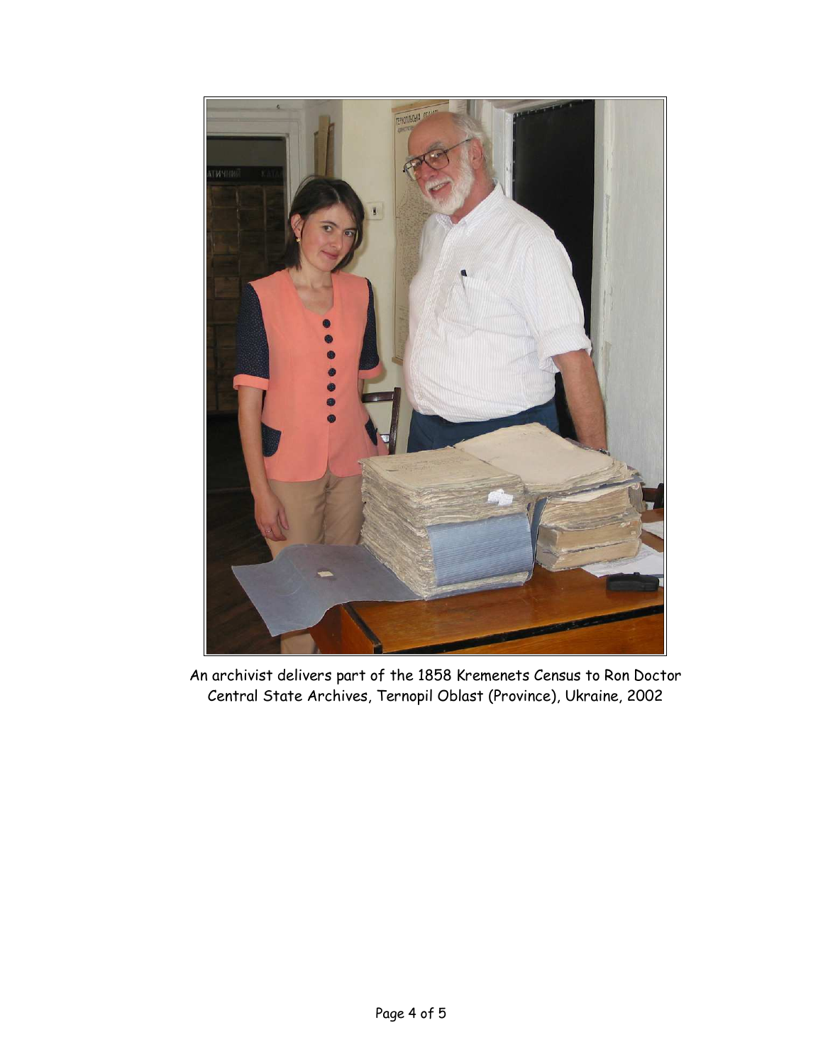An archivist delivers part of the 1858 Kremenets Census to Ron Doctor
Central State Archives, Ternopil Oblast (Province), Ukraine, 2002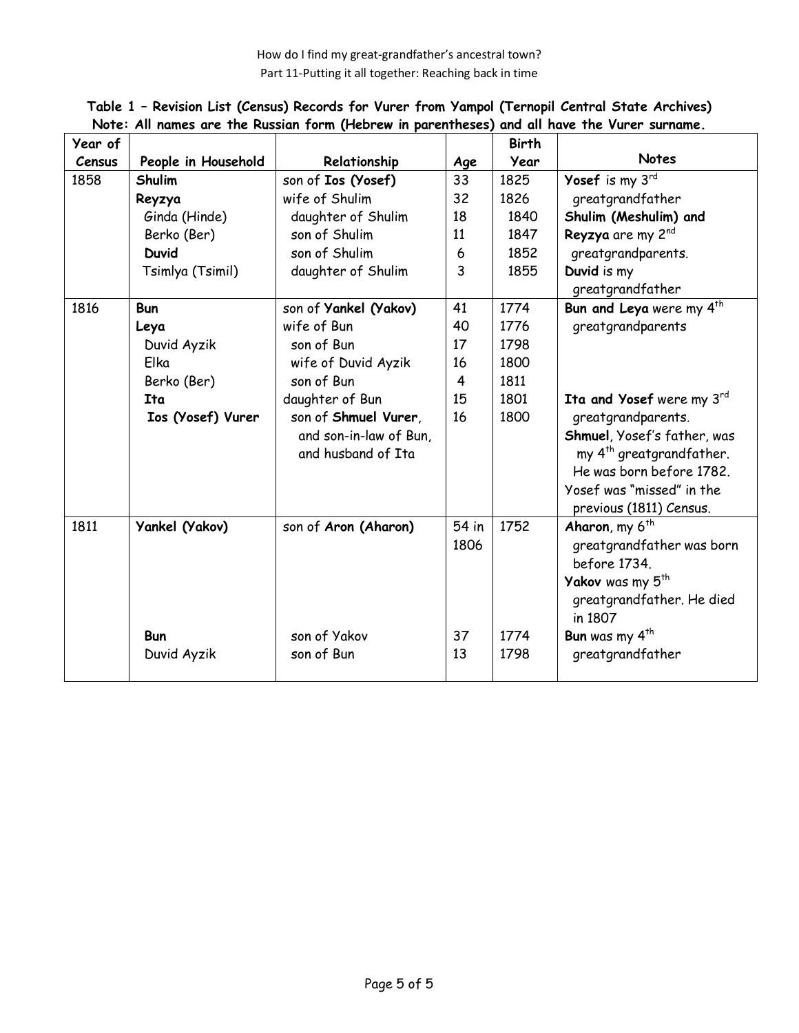**Table 1 – Revision List (Census) Records for Vurer from Yampol (Ternopil Central State Archives)**
**Note: All names are the Russian form (Hebrew in parentheses) and all have the Vurer surname.**

| Year of Census | People in Household | Relationship | Age | Birth Year | Notes |
|---|---|---|---|---|---|
| 1858 | **Shulim** | son of **Ios (Yosef)** | 33 | 1825 | **Yosef** is my 3rd greatgrandfather |
| | **Reyzya** | wife of Shulim | 32 | 1826 | **Shulim (Meshulim) and Reyzya** are my 2nd greatgrandparents. |
| | Ginda (Hinde) | daughter of Shulim | 18 | 1840 | |
| | Berko (Ber) | son of Shulim | 11 | 1847 | |
| | **Duvid** | son of Shulim | 6 | 1852 | **Duvid** is my greatgrandfather |
| | Tsimlya (Tsimil) | daughter of Shulim | 3 | 1855 | |
| 1816 | **Bun** | son of **Yankel (Yakov)** | 41 | 1774 | **Bun and Leya** were my 4th greatgrandparents |
| | **Leya** | wife of Bun | 40 | 1776 | |
| | Duvid Ayzik | son of Bun | 17 | 1798 | |
| | Elka | wife of Duvid Ayzik | 16 | 1800 | |
| | Berko (Ber) | son of Bun | 4 | 1811 | |
| | **Ita** | daughter of Bun | 15 | 1801 | **Ita and Yosef** were my 3rd greatgrandparents. |
| | **Ios (Yosef) Vurer** | son of **Shmuel Vurer**, and son-in-law of Bun, and husband of Ita | 16 | 1800 | **Shmuel**, Yosef's father, was my 4th greatgrandfather. He was born before 1782. Yosef was "missed" in the previous (1811) Census. |
| 1811 | **Yankel (Yakov)** | son of **Aron (Aharon)** | 54 in 1806 | 1752 | **Aharon**, my 6th greatgrandfather was born before 1734. **Yakov** was my 5th greatgrandfather. He died in 1807 |
| | **Bun** | son of Yakov | 37 | 1774 | **Bun** was my 4th greatgrandfather |
| | Duvid Ayzik | son of Bun | 13 | 1798 | |